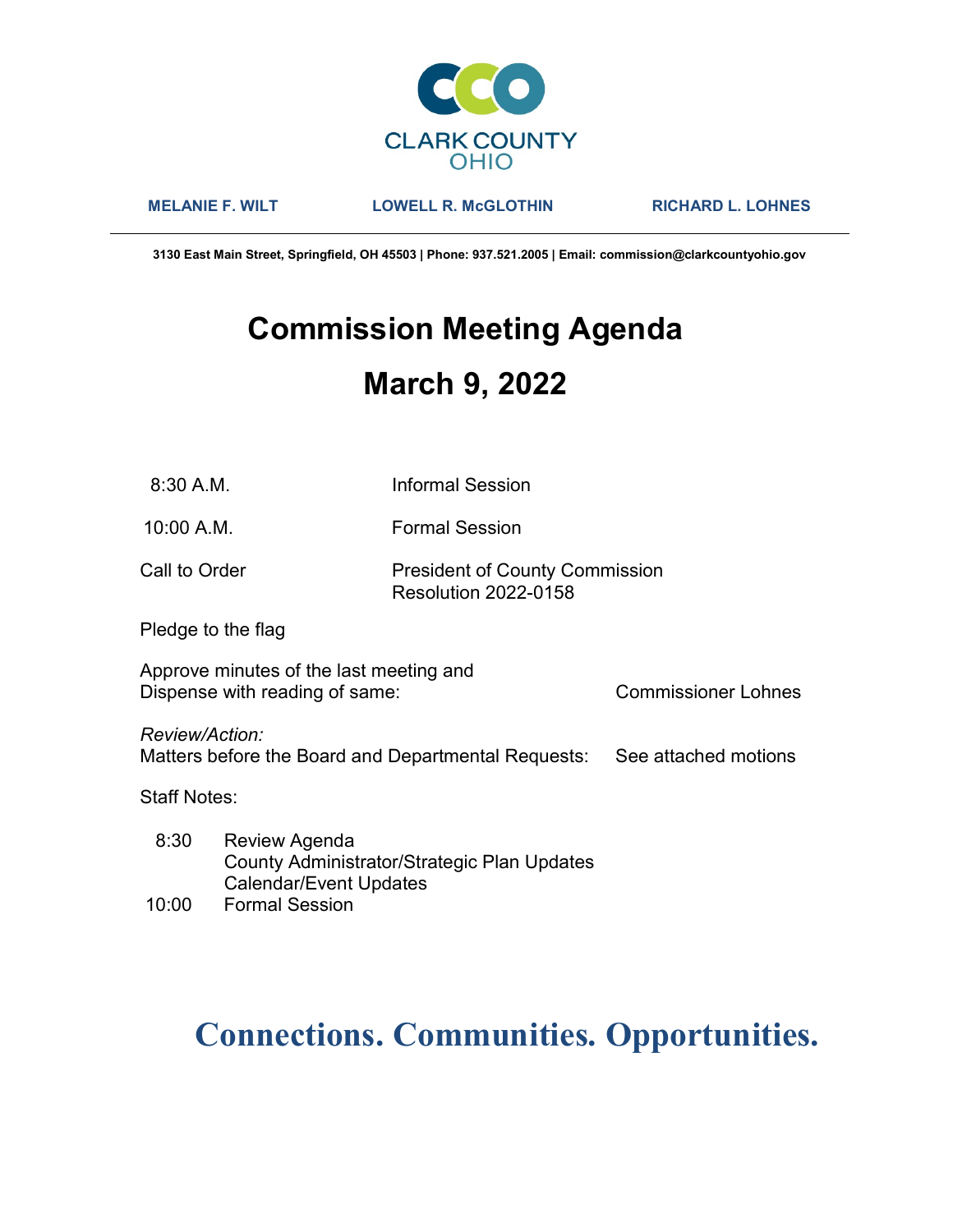CLARK COUNTY
OHIO

**MELANIE F. WILT** | **LOWELL R. McGLOTHIN** | **RICHARD L. LOHNES**

**3130 East Main Street, Springfield, OH 45503 | Phone: 937.521.2005 | Email: commission@clarkcountyohio.gov**

# Commission Meeting Agenda

# March 9, 2022

| | |
|---|---|
| 8:30 A.M. | Informal Session |
| 10:00 A.M. | Formal Session |
| Call to Order | President of County Commission<br>Resolution 2022-0158 |

Pledge to the flag

Approve minutes of the last meeting and
Dispense with reading of same: Commissioner Lohnes

*Review/Action:*
Matters before the Board and Departmental Requests: See attached motions

Staff Notes:

| | |
|---|---|
| 8:30 | Review Agenda<br>County Administrator/Strategic Plan Updates<br>Calendar/Event Updates |
| 10:00 | Formal Session |

**Connections. Communities. Opportunities.**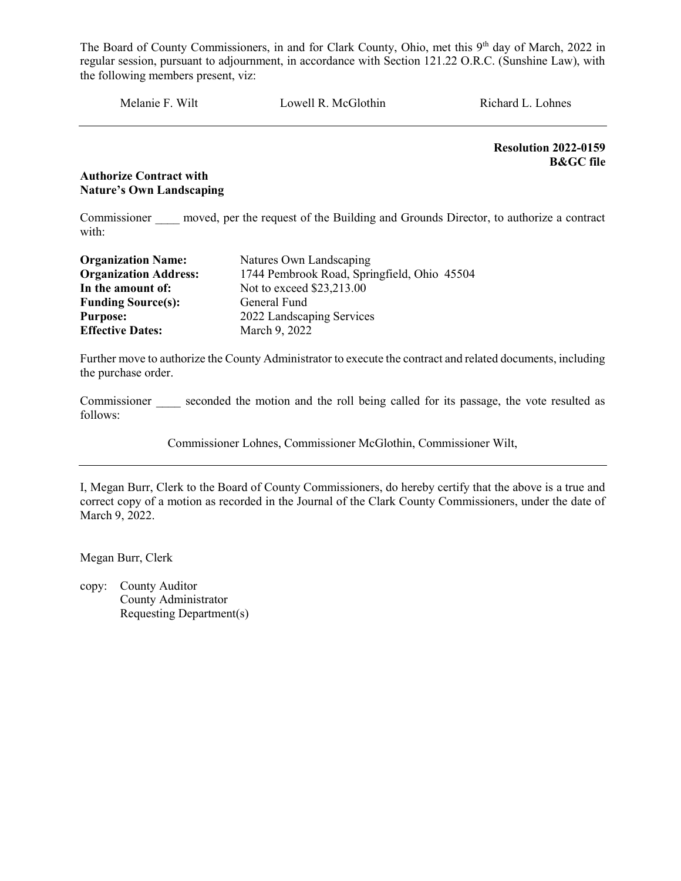The Board of County Commissioners, in and for Clark County, Ohio, met this 9th day of March, 2022 in regular session, pursuant to adjournment, in accordance with Section 121.22 O.R.C. (Sunshine Law), with the following members present, viz:

Melanie F. Wilt Lowell R. McGlothin Richard L. Lohnes

---

**Resolution 2022-0159**
**B&GC file**

**Authorize Contract with**
**Nature's Own Landscaping**

Commissioner ____ moved, per the request of the Building and Grounds Director, to authorize a contract with:

| | |
|---|---|
| **Organization Name:** | Natures Own Landscaping |
| **Organization Address:** | 1744 Pembrook Road, Springfield, Ohio 45504 |
| **In the amount of:** | Not to exceed $23,213.00 |
| **Funding Source(s):** | General Fund |
| **Purpose:** | 2022 Landscaping Services |
| **Effective Dates:** | March 9, 2022 |

Further move to authorize the County Administrator to execute the contract and related documents, including the purchase order.

Commissioner ____ seconded the motion and the roll being called for its passage, the vote resulted as follows:

Commissioner Lohnes, Commissioner McGlothin, Commissioner Wilt,

---

I, Megan Burr, Clerk to the Board of County Commissioners, do hereby certify that the above is a true and correct copy of a motion as recorded in the Journal of the Clark County Commissioners, under the date of March 9, 2022.

Megan Burr, Clerk

copy: County Auditor
County Administrator
Requesting Department(s)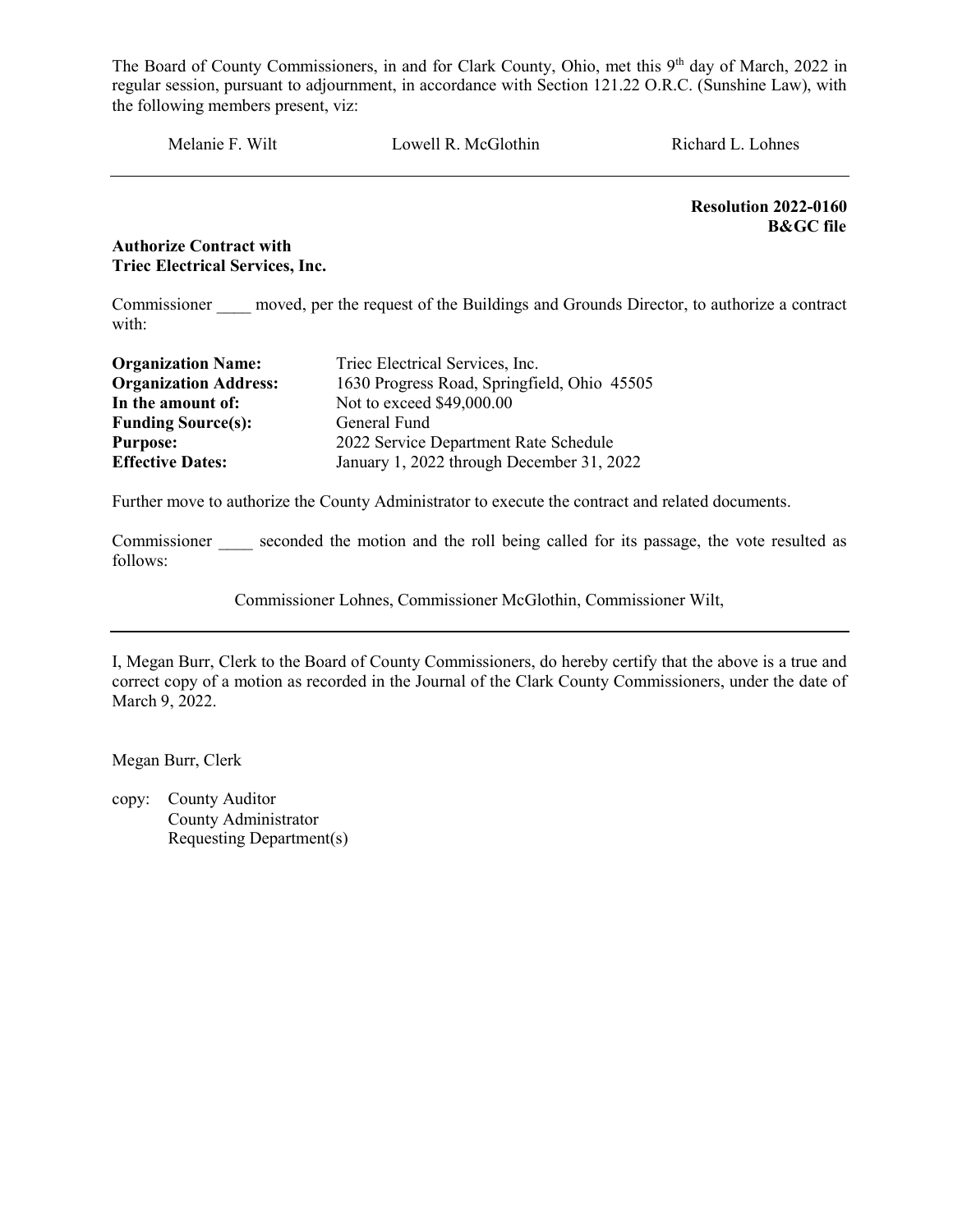The Board of County Commissioners, in and for Clark County, Ohio, met this 9th day of March, 2022 in regular session, pursuant to adjournment, in accordance with Section 121.22 O.R.C. (Sunshine Law), with the following members present, viz:

Melanie F. Wilt Lowell R. McGlothin Richard L. Lohnes

---

**Resolution 2022-0160**
**B&GC file**

**Authorize Contract with**
**Triec Electrical Services, Inc.**

Commissioner ____ moved, per the request of the Buildings and Grounds Director, to authorize a contract with:

| | |
|---|---|
| **Organization Name:** | Triec Electrical Services, Inc. |
| **Organization Address:** | 1630 Progress Road, Springfield, Ohio 45505 |
| **In the amount of:** | Not to exceed $49,000.00 |
| **Funding Source(s):** | General Fund |
| **Purpose:** | 2022 Service Department Rate Schedule |
| **Effective Dates:** | January 1, 2022 through December 31, 2022 |

Further move to authorize the County Administrator to execute the contract and related documents.

Commissioner ____ seconded the motion and the roll being called for its passage, the vote resulted as follows:

Commissioner Lohnes, Commissioner McGlothin, Commissioner Wilt,

---

I, Megan Burr, Clerk to the Board of County Commissioners, do hereby certify that the above is a true and correct copy of a motion as recorded in the Journal of the Clark County Commissioners, under the date of March 9, 2022.

Megan Burr, Clerk

copy: County Auditor
County Administrator
Requesting Department(s)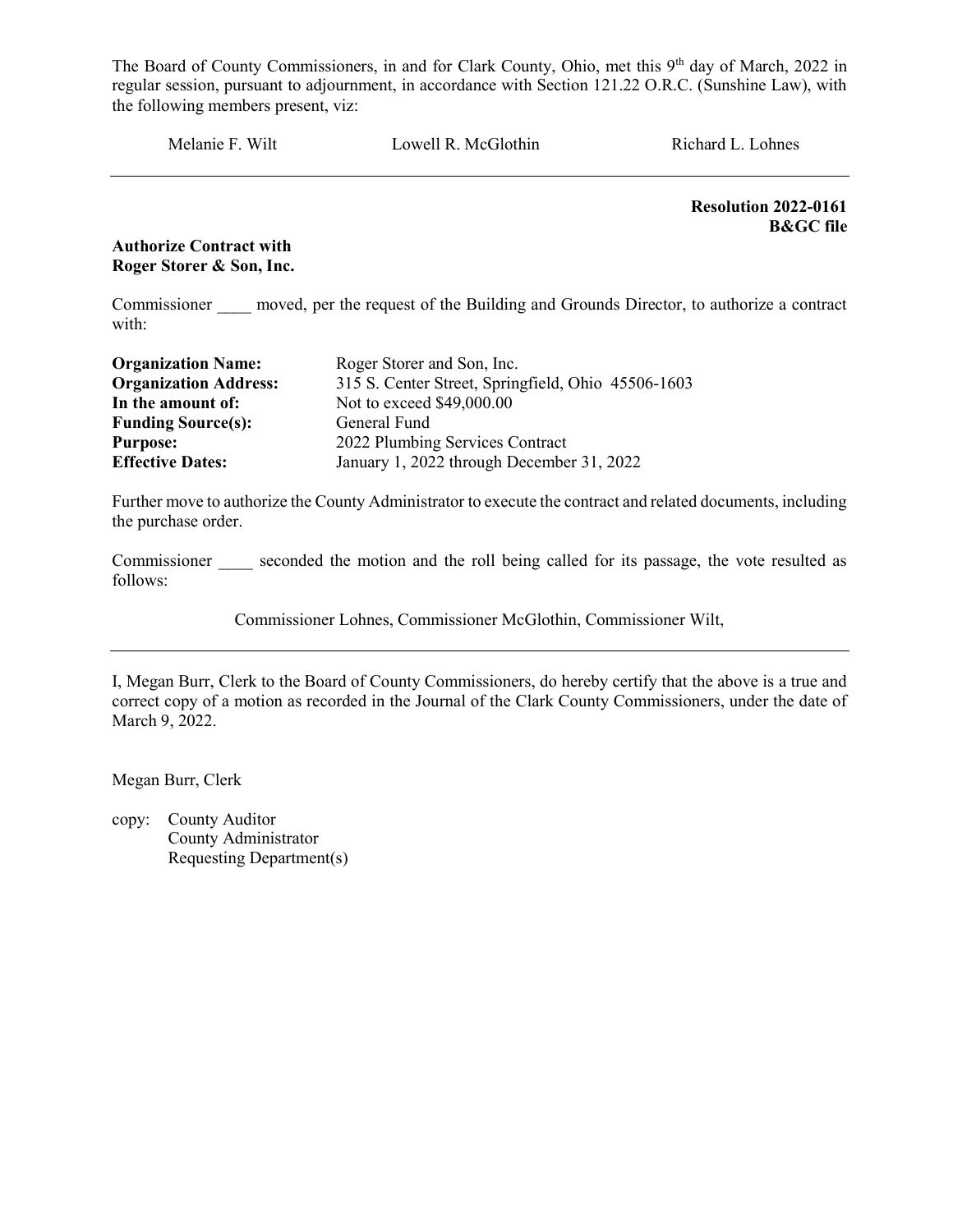The Board of County Commissioners, in and for Clark County, Ohio, met this 9th day of March, 2022 in regular session, pursuant to adjournment, in accordance with Section 121.22 O.R.C. (Sunshine Law), with the following members present, viz:

Melanie F. Wilt    Lowell R. McGlothin    Richard L. Lohnes

---

**Resolution 2022-0161**
**B&GC file**

**Authorize Contract with**
**Roger Storer & Son, Inc.**

Commissioner ____ moved, per the request of the Building and Grounds Director, to authorize a contract with:

| | |
|---|---|
| **Organization Name:** | Roger Storer and Son, Inc. |
| **Organization Address:** | 315 S. Center Street, Springfield, Ohio 45506-1603 |
| **In the amount of:** | Not to exceed $49,000.00 |
| **Funding Source(s):** | General Fund |
| **Purpose:** | 2022 Plumbing Services Contract |
| **Effective Dates:** | January 1, 2022 through December 31, 2022 |

Further move to authorize the County Administrator to execute the contract and related documents, including the purchase order.

Commissioner ____ seconded the motion and the roll being called for its passage, the vote resulted as follows:

Commissioner Lohnes, Commissioner McGlothin, Commissioner Wilt,

---

I, Megan Burr, Clerk to the Board of County Commissioners, do hereby certify that the above is a true and correct copy of a motion as recorded in the Journal of the Clark County Commissioners, under the date of March 9, 2022.

Megan Burr, Clerk

copy: County Auditor
County Administrator
Requesting Department(s)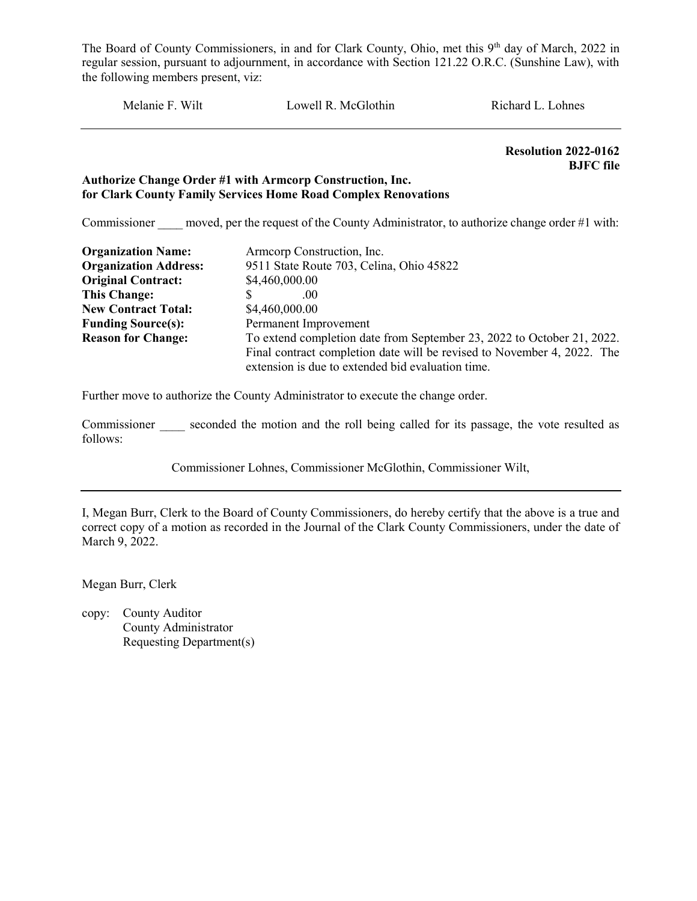The Board of County Commissioners, in and for Clark County, Ohio, met this 9th day of March, 2022 in regular session, pursuant to adjournment, in accordance with Section 121.22 O.R.C. (Sunshine Law), with the following members present, viz:

Melanie F. Wilt Lowell R. McGlothin Richard L. Lohnes

---

**Resolution 2022-0162**
**BJFC file**

**Authorize Change Order #1 with Armcorp Construction, Inc.**
**for Clark County Family Services Home Road Complex Renovations**

Commissioner ____ moved, per the request of the County Administrator, to authorize change order #1 with:

| | |
|---|---|
| **Organization Name:** | Armcorp Construction, Inc. |
| **Organization Address:** | 9511 State Route 703, Celina, Ohio 45822 |
| **Original Contract:** | $4,460,000.00 |
| **This Change:** | $ .00 |
| **New Contract Total:** | $4,460,000.00 |
| **Funding Source(s):** | Permanent Improvement |
| **Reason for Change:** | To extend completion date from September 23, 2022 to October 21, 2022. Final contract completion date will be revised to November 4, 2022. The extension is due to extended bid evaluation time. |

Further move to authorize the County Administrator to execute the change order.

Commissioner ____ seconded the motion and the roll being called for its passage, the vote resulted as follows:

Commissioner Lohnes, Commissioner McGlothin, Commissioner Wilt,

---

I, Megan Burr, Clerk to the Board of County Commissioners, do hereby certify that the above is a true and correct copy of a motion as recorded in the Journal of the Clark County Commissioners, under the date of March 9, 2022.

Megan Burr, Clerk

copy: County Auditor
County Administrator
Requesting Department(s)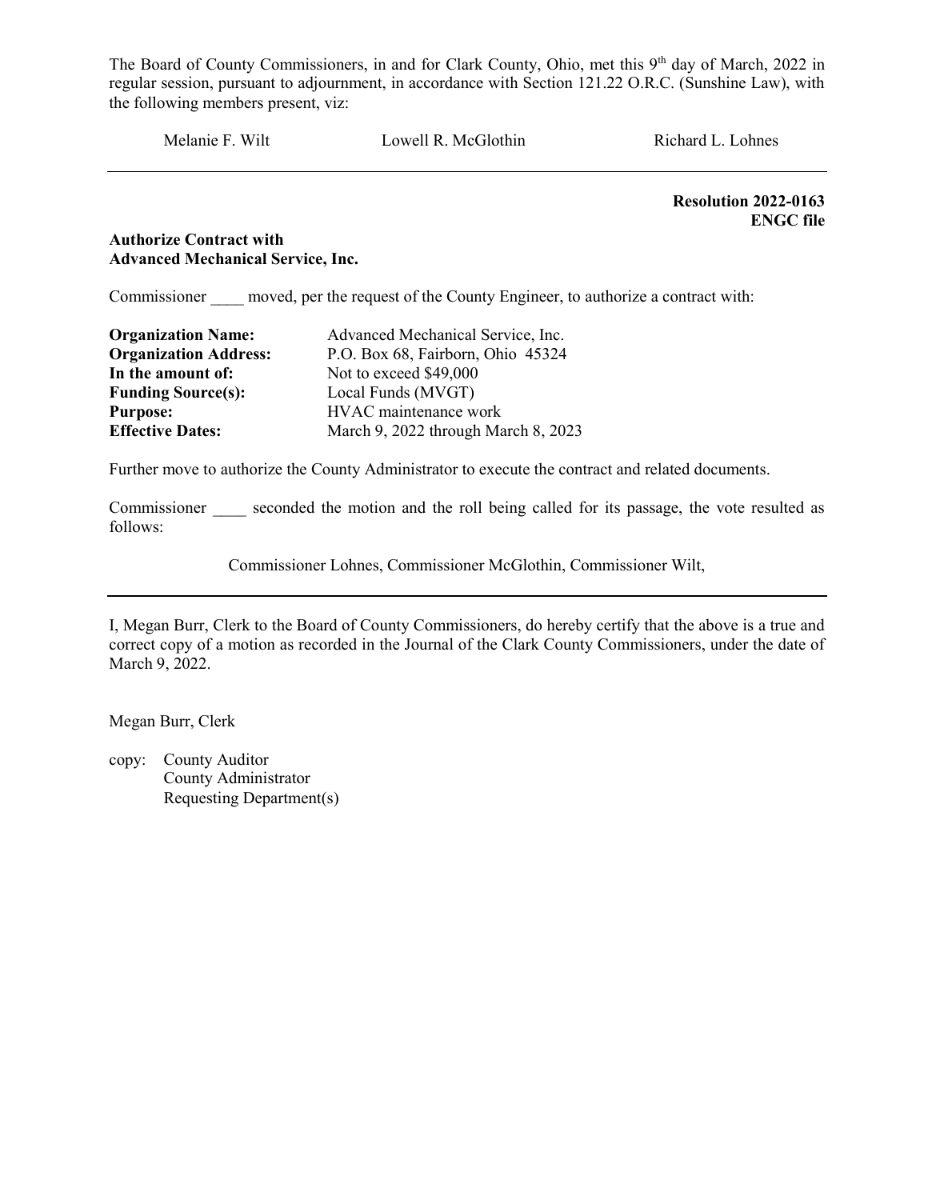The Board of County Commissioners, in and for Clark County, Ohio, met this 9th day of March, 2022 in regular session, pursuant to adjournment, in accordance with Section 121.22 O.R.C. (Sunshine Law), with the following members present, viz:

Melanie F. Wilt        Lowell R. McGlothin        Richard L. Lohnes

---

**Resolution 2022-0163**
**ENGC file**

**Authorize Contract with**
**Advanced Mechanical Service, Inc.**

Commissioner ____ moved, per the request of the County Engineer, to authorize a contract with:

| | |
|---|---|
| **Organization Name:** | Advanced Mechanical Service, Inc. |
| **Organization Address:** | P.O. Box 68, Fairborn, Ohio 45324 |
| **In the amount of:** | Not to exceed $49,000 |
| **Funding Source(s):** | Local Funds (MVGT) |
| **Purpose:** | HVAC maintenance work |
| **Effective Dates:** | March 9, 2022 through March 8, 2023 |

Further move to authorize the County Administrator to execute the contract and related documents.

Commissioner ____ seconded the motion and the roll being called for its passage, the vote resulted as follows:

Commissioner Lohnes, Commissioner McGlothin, Commissioner Wilt,

---

I, Megan Burr, Clerk to the Board of County Commissioners, do hereby certify that the above is a true and correct copy of a motion as recorded in the Journal of the Clark County Commissioners, under the date of March 9, 2022.

Megan Burr, Clerk

copy: County Auditor
County Administrator
Requesting Department(s)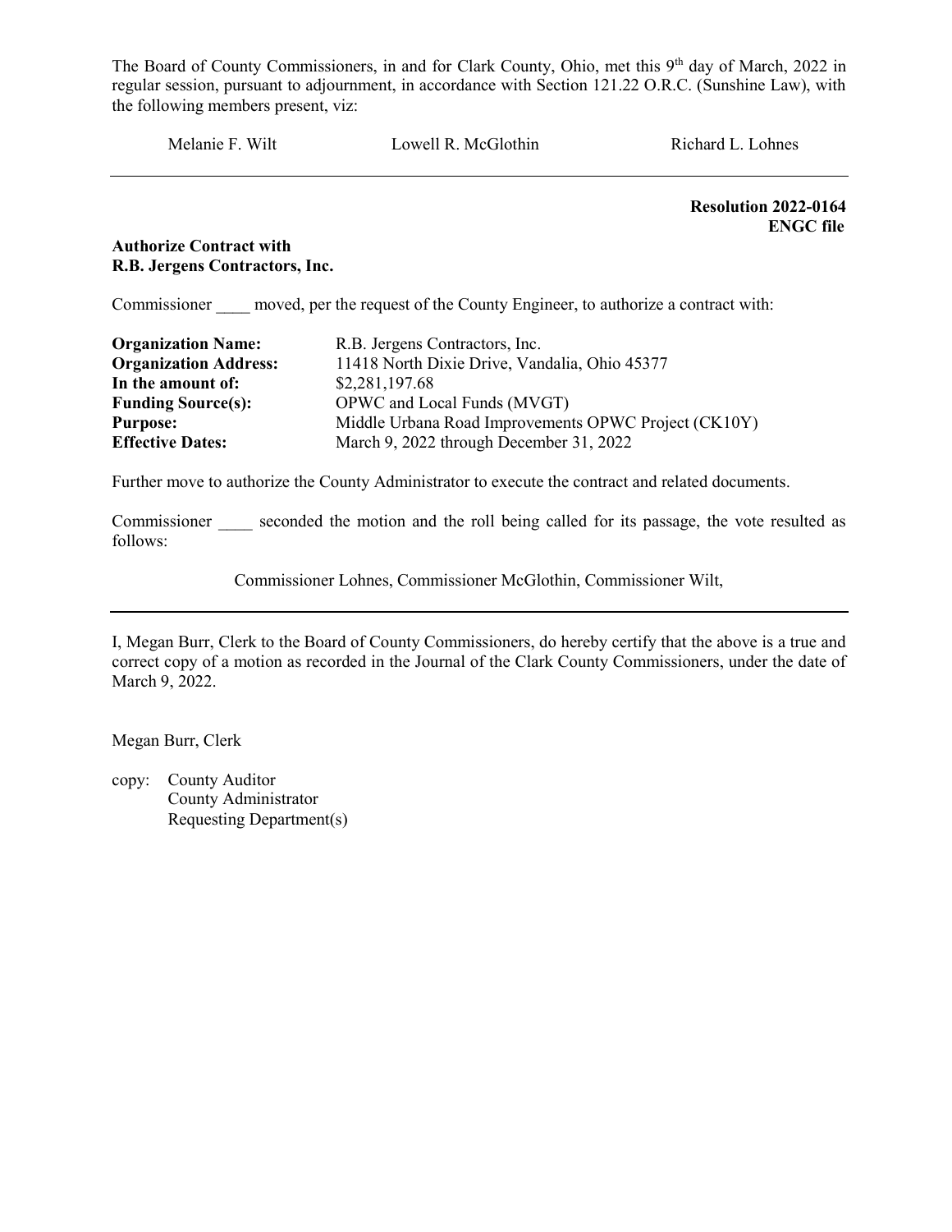The Board of County Commissioners, in and for Clark County, Ohio, met this 9th day of March, 2022 in regular session, pursuant to adjournment, in accordance with Section 121.22 O.R.C. (Sunshine Law), with the following members present, viz:

Melanie F. Wilt Lowell R. McGlothin Richard L. Lohnes

---

**Resolution 2022-0164**
**ENGC file**

**Authorize Contract with**
**R.B. Jergens Contractors, Inc.**

Commissioner ____ moved, per the request of the County Engineer, to authorize a contract with:

| | |
|---|---|
| **Organization Name:** | R.B. Jergens Contractors, Inc. |
| **Organization Address:** | 11418 North Dixie Drive, Vandalia, Ohio 45377 |
| **In the amount of:** | $2,281,197.68 |
| **Funding Source(s):** | OPWC and Local Funds (MVGT) |
| **Purpose:** | Middle Urbana Road Improvements OPWC Project (CK10Y) |
| **Effective Dates:** | March 9, 2022 through December 31, 2022 |

Further move to authorize the County Administrator to execute the contract and related documents.

Commissioner ____ seconded the motion and the roll being called for its passage, the vote resulted as follows:

Commissioner Lohnes, Commissioner McGlothin, Commissioner Wilt,

---

I, Megan Burr, Clerk to the Board of County Commissioners, do hereby certify that the above is a true and correct copy of a motion as recorded in the Journal of the Clark County Commissioners, under the date of March 9, 2022.

Megan Burr, Clerk

copy: County Auditor
County Administrator
Requesting Department(s)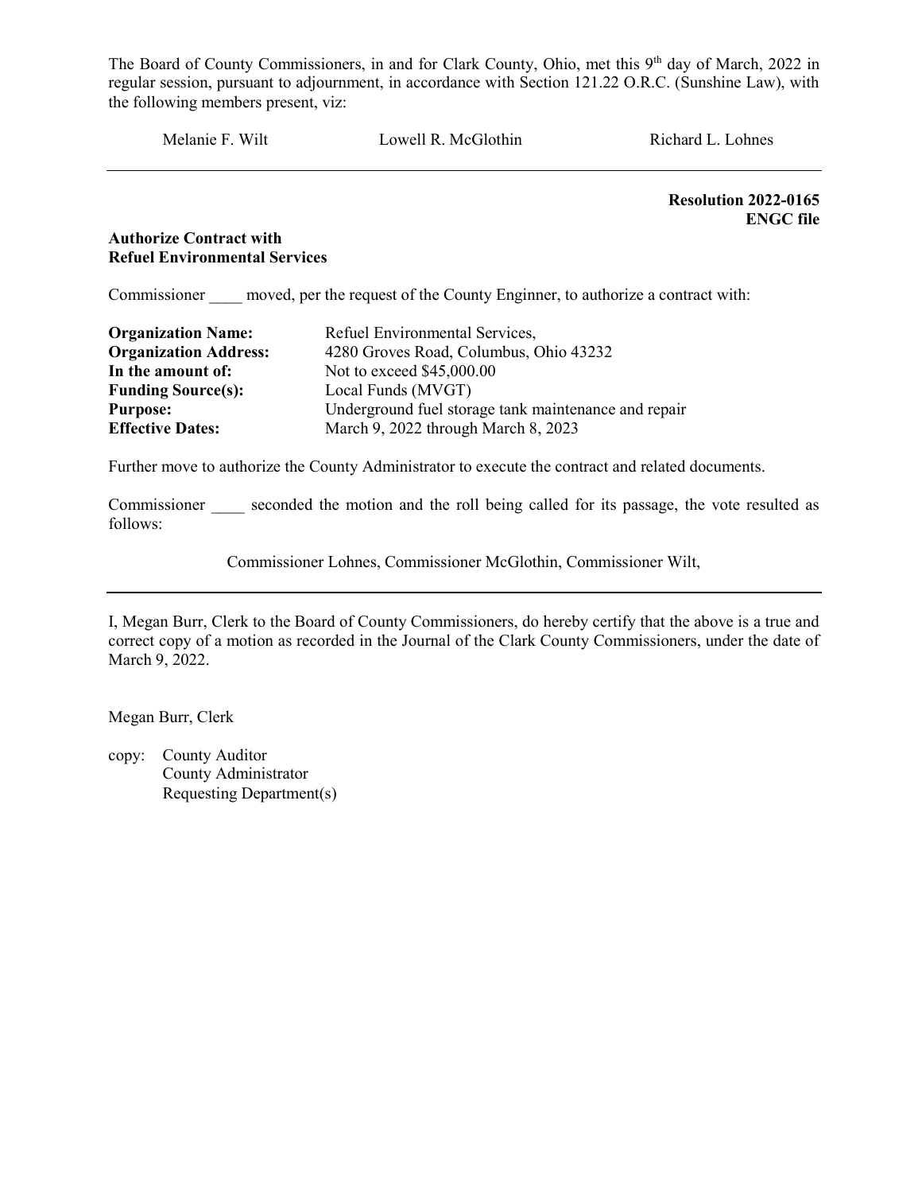The Board of County Commissioners, in and for Clark County, Ohio, met this 9th day of March, 2022 in regular session, pursuant to adjournment, in accordance with Section 121.22 O.R.C. (Sunshine Law), with the following members present, viz:

Melanie F. Wilt    Lowell R. McGlothin    Richard L. Lohnes

---

**Resolution 2022-0165**
**ENGC file**

**Authorize Contract with Refuel Environmental Services**

Commissioner ____ moved, per the request of the County Enginner, to authorize a contract with:

| | |
|---|---|
| **Organization Name:** | Refuel Environmental Services, |
| **Organization Address:** | 4280 Groves Road, Columbus, Ohio 43232 |
| **In the amount of:** | Not to exceed $45,000.00 |
| **Funding Source(s):** | Local Funds (MVGT) |
| **Purpose:** | Underground fuel storage tank maintenance and repair |
| **Effective Dates:** | March 9, 2022 through March 8, 2023 |

Further move to authorize the County Administrator to execute the contract and related documents.

Commissioner ____ seconded the motion and the roll being called for its passage, the vote resulted as follows:

Commissioner Lohnes, Commissioner McGlothin, Commissioner Wilt,

---

I, Megan Burr, Clerk to the Board of County Commissioners, do hereby certify that the above is a true and correct copy of a motion as recorded in the Journal of the Clark County Commissioners, under the date of March 9, 2022.

Megan Burr, Clerk

copy: County Auditor
County Administrator
Requesting Department(s)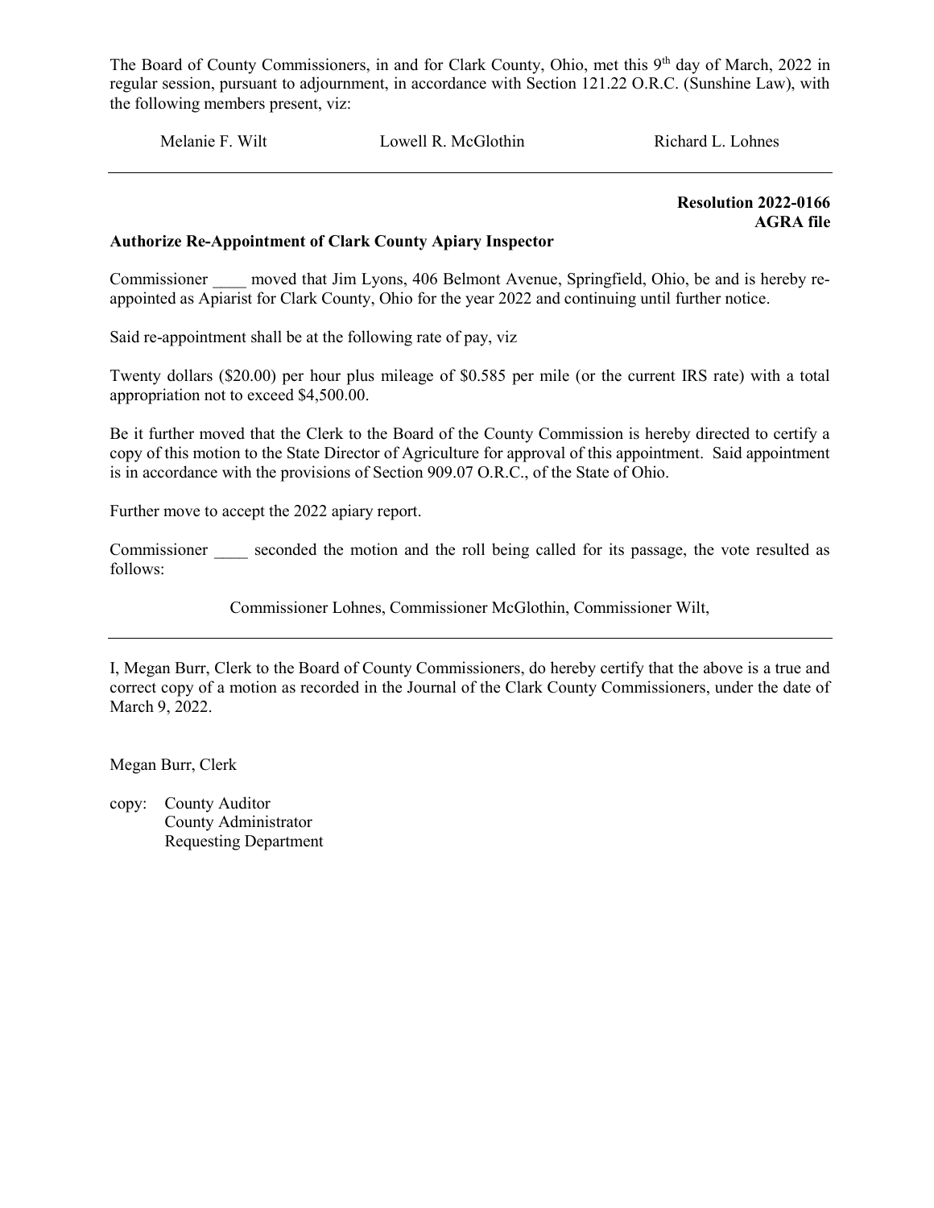The Board of County Commissioners, in and for Clark County, Ohio, met this 9th day of March, 2022 in regular session, pursuant to adjournment, in accordance with Section 121.22 O.R.C. (Sunshine Law), with the following members present, viz:

Melanie F. Wilt          Lowell R. McGlothin          Richard L. Lohnes

---

**Resolution 2022-0166**
**AGRA file**

**Authorize Re-Appointment of Clark County Apiary Inspector**

Commissioner ____ moved that Jim Lyons, 406 Belmont Avenue, Springfield, Ohio, be and is hereby re-appointed as Apiarist for Clark County, Ohio for the year 2022 and continuing until further notice.

Said re-appointment shall be at the following rate of pay, viz

Twenty dollars ($20.00) per hour plus mileage of $0.585 per mile (or the current IRS rate) with a total appropriation not to exceed $4,500.00.

Be it further moved that the Clerk to the Board of the County Commission is hereby directed to certify a copy of this motion to the State Director of Agriculture for approval of this appointment. Said appointment is in accordance with the provisions of Section 909.07 O.R.C., of the State of Ohio.

Further move to accept the 2022 apiary report.

Commissioner ____ seconded the motion and the roll being called for its passage, the vote resulted as follows:

Commissioner Lohnes, Commissioner McGlothin, Commissioner Wilt,

---

I, Megan Burr, Clerk to the Board of County Commissioners, do hereby certify that the above is a true and correct copy of a motion as recorded in the Journal of the Clark County Commissioners, under the date of March 9, 2022.

Megan Burr, Clerk

copy: County Auditor
County Administrator
Requesting Department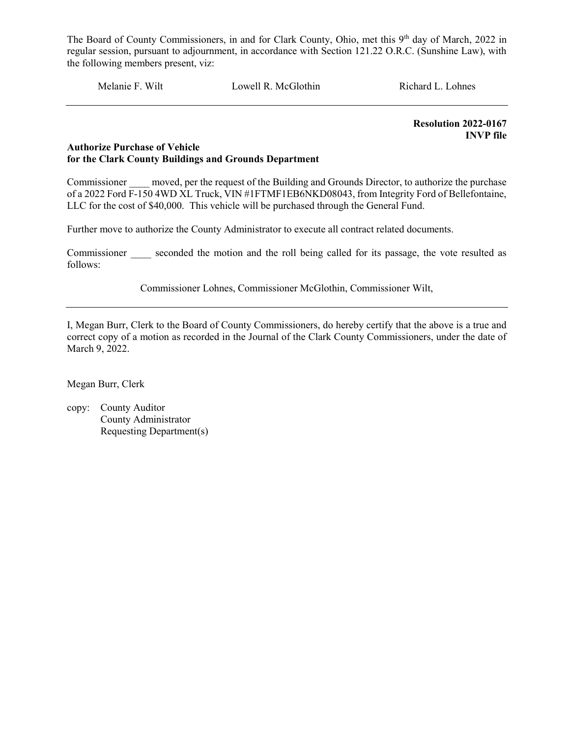The Board of County Commissioners, in and for Clark County, Ohio, met this 9th day of March, 2022 in regular session, pursuant to adjournment, in accordance with Section 121.22 O.R.C. (Sunshine Law), with the following members present, viz:

Melanie F. Wilt　　　　Lowell R. McGlothin　　　　Richard L. Lohnes

---

**Resolution 2022-0167**
**INVP file**

**Authorize Purchase of Vehicle**
**for the Clark County Buildings and Grounds Department**

Commissioner ____ moved, per the request of the Building and Grounds Director, to authorize the purchase of a 2022 Ford F-150 4WD XL Truck, VIN #1FTMF1EB6NKD08043, from Integrity Ford of Bellefontaine, LLC for the cost of $40,000. This vehicle will be purchased through the General Fund.

Further move to authorize the County Administrator to execute all contract related documents.

Commissioner ____ seconded the motion and the roll being called for its passage, the vote resulted as follows:

Commissioner Lohnes, Commissioner McGlothin, Commissioner Wilt,

---

I, Megan Burr, Clerk to the Board of County Commissioners, do hereby certify that the above is a true and correct copy of a motion as recorded in the Journal of the Clark County Commissioners, under the date of March 9, 2022.

Megan Burr, Clerk

copy: County Auditor
County Administrator
Requesting Department(s)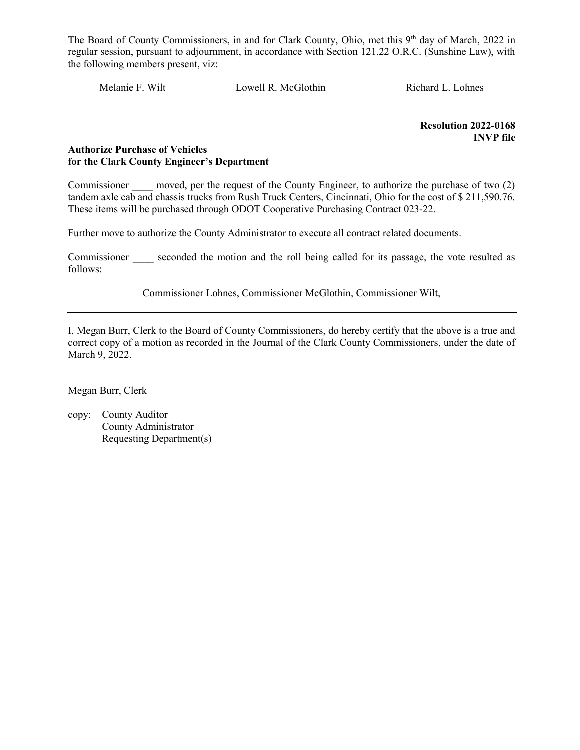The Board of County Commissioners, in and for Clark County, Ohio, met this 9th day of March, 2022 in regular session, pursuant to adjournment, in accordance with Section 121.22 O.R.C. (Sunshine Law), with the following members present, viz:

Melanie F. Wilt    Lowell R. McGlothin    Richard L. Lohnes

---

**Resolution 2022-0168**
**INVP file**

**Authorize Purchase of Vehicles**
**for the Clark County Engineer's Department**

Commissioner ____ moved, per the request of the County Engineer, to authorize the purchase of two (2) tandem axle cab and chassis trucks from Rush Truck Centers, Cincinnati, Ohio for the cost of $ 211,590.76. These items will be purchased through ODOT Cooperative Purchasing Contract 023-22.

Further move to authorize the County Administrator to execute all contract related documents.

Commissioner ____ seconded the motion and the roll being called for its passage, the vote resulted as follows:

Commissioner Lohnes, Commissioner McGlothin, Commissioner Wilt,

---

I, Megan Burr, Clerk to the Board of County Commissioners, do hereby certify that the above is a true and correct copy of a motion as recorded in the Journal of the Clark County Commissioners, under the date of March 9, 2022.

Megan Burr, Clerk

copy: County Auditor
County Administrator
Requesting Department(s)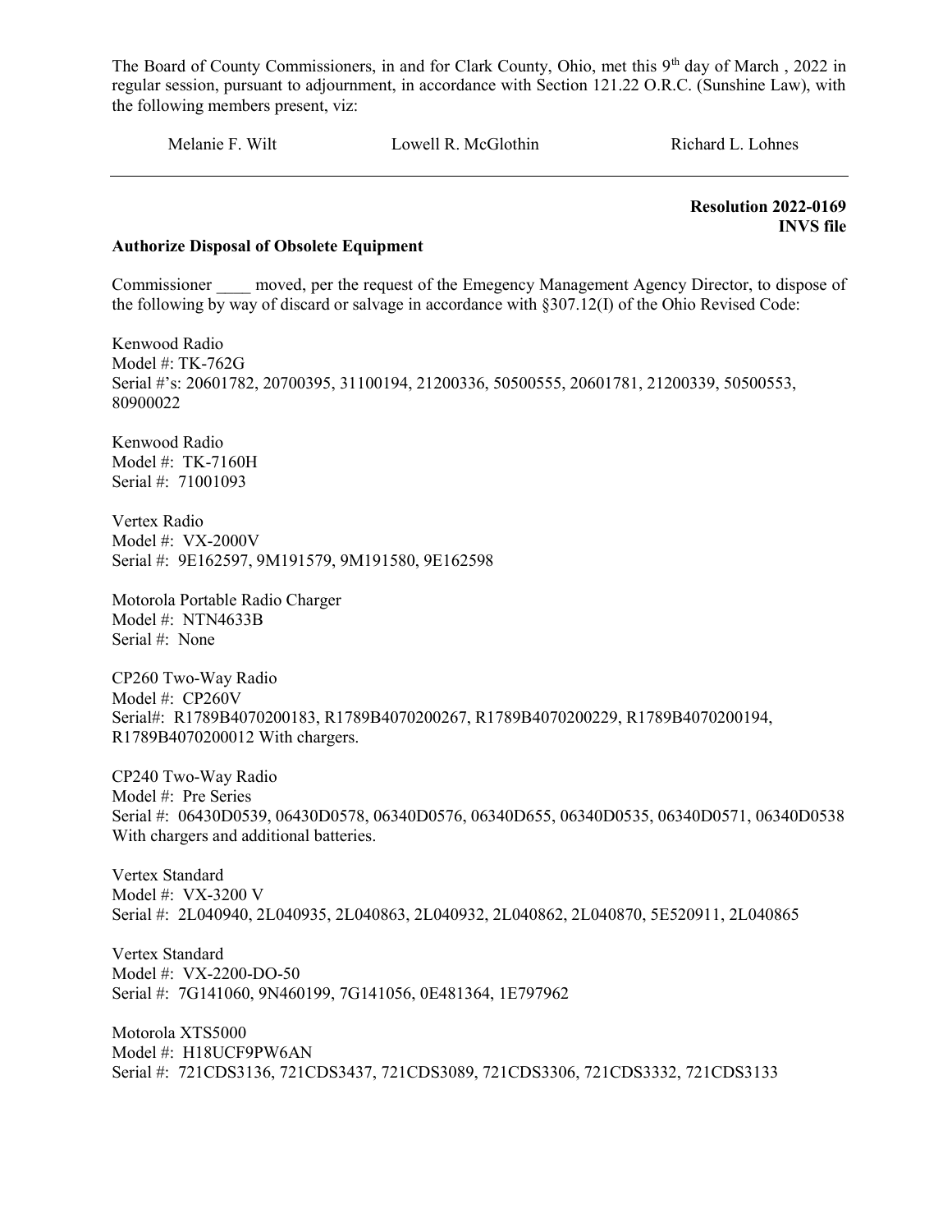The Board of County Commissioners, in and for Clark County, Ohio, met this 9th day of March , 2022 in regular session, pursuant to adjournment, in accordance with Section 121.22 O.R.C. (Sunshine Law), with the following members present, viz:

Melanie F. Wilt Lowell R. McGlothin Richard L. Lohnes

---

**Resolution 2022-0169**
**INVS file**

**Authorize Disposal of Obsolete Equipment**

Commissioner ____ moved, per the request of the Emegency Management Agency Director, to dispose of the following by way of discard or salvage in accordance with §307.12(I) of the Ohio Revised Code:

Kenwood Radio
Model #: TK-762G
Serial #'s: 20601782, 20700395, 31100194, 21200336, 50500555, 20601781, 21200339, 50500553, 80900022

Kenwood Radio
Model #: TK-7160H
Serial #: 71001093

Vertex Radio
Model #: VX-2000V
Serial #: 9E162597, 9M191579, 9M191580, 9E162598

Motorola Portable Radio Charger
Model #: NTN4633B
Serial #: None

CP260 Two-Way Radio
Model #: CP260V
Serial#: R1789B4070200183, R1789B4070200267, R1789B4070200229, R1789B4070200194, R1789B4070200012 With chargers.

CP240 Two-Way Radio
Model #: Pre Series
Serial #: 06430D0539, 06430D0578, 06340D0576, 06340D655, 06340D0535, 06340D0571, 06340D0538 With chargers and additional batteries.

Vertex Standard
Model #: VX-3200 V
Serial #: 2L040940, 2L040935, 2L040863, 2L040932, 2L040862, 2L040870, 5E520911, 2L040865

Vertex Standard
Model #: VX-2200-DO-50
Serial #: 7G141060, 9N460199, 7G141056, 0E481364, 1E797962

Motorola XTS5000
Model #: H18UCF9PW6AN
Serial #: 721CDS3136, 721CDS3437, 721CDS3089, 721CDS3306, 721CDS3332, 721CDS3133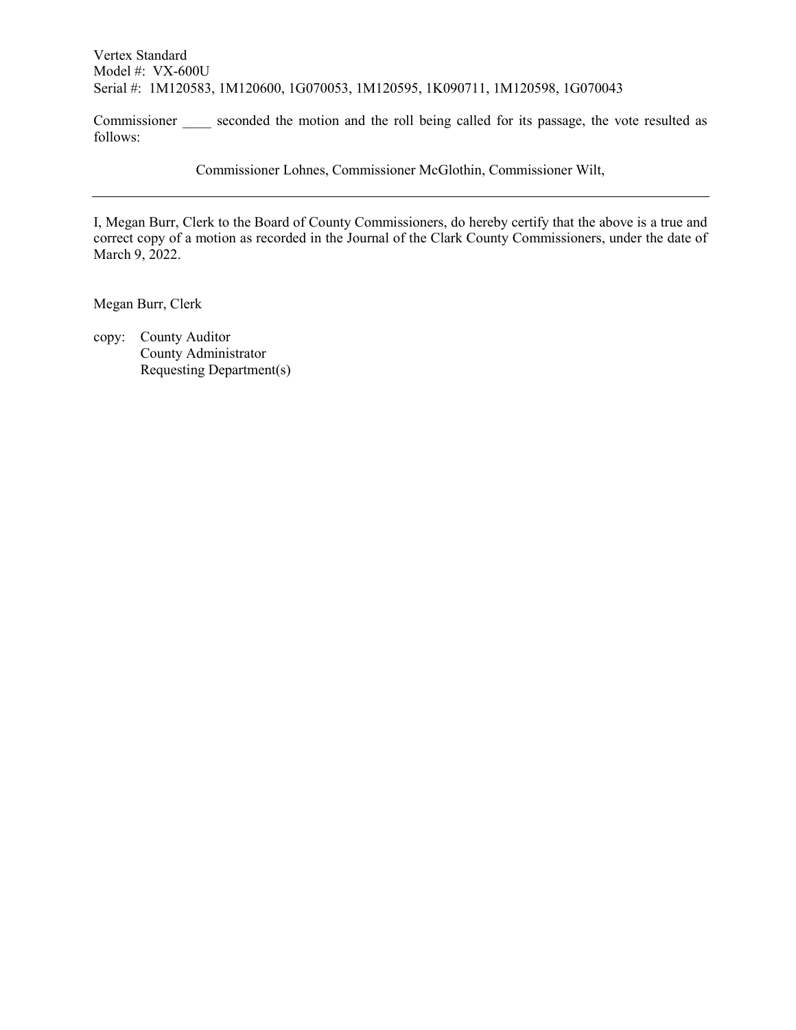Vertex Standard
Model #: VX-600U
Serial #: 1M120583, 1M120600, 1G070053, 1M120595, 1K090711, 1M120598, 1G070043

Commissioner ____ seconded the motion and the roll being called for its passage, the vote resulted as follows:

Commissioner Lohnes, Commissioner McGlothin, Commissioner Wilt,

---

I, Megan Burr, Clerk to the Board of County Commissioners, do hereby certify that the above is a true and correct copy of a motion as recorded in the Journal of the Clark County Commissioners, under the date of March 9, 2022.

Megan Burr, Clerk

copy: County Auditor
County Administrator
Requesting Department(s)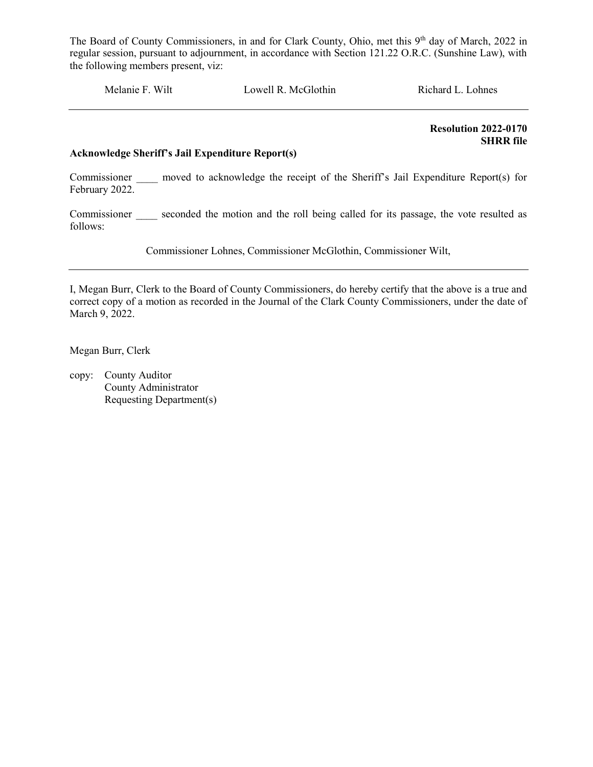The Board of County Commissioners, in and for Clark County, Ohio, met this 9th day of March, 2022 in regular session, pursuant to adjournment, in accordance with Section 121.22 O.R.C. (Sunshine Law), with the following members present, viz:

Melanie F. Wilt Lowell R. McGlothin Richard L. Lohnes

---

**Resolution 2022-0170**
**SHRR file**

**Acknowledge Sheriff's Jail Expenditure Report(s)**

Commissioner \_\_\_\_ moved to acknowledge the receipt of the Sheriff's Jail Expenditure Report(s) for February 2022.

Commissioner \_\_\_\_ seconded the motion and the roll being called for its passage, the vote resulted as follows:

Commissioner Lohnes, Commissioner McGlothin, Commissioner Wilt,

---

I, Megan Burr, Clerk to the Board of County Commissioners, do hereby certify that the above is a true and correct copy of a motion as recorded in the Journal of the Clark County Commissioners, under the date of March 9, 2022.

Megan Burr, Clerk

copy: County Auditor
County Administrator
Requesting Department(s)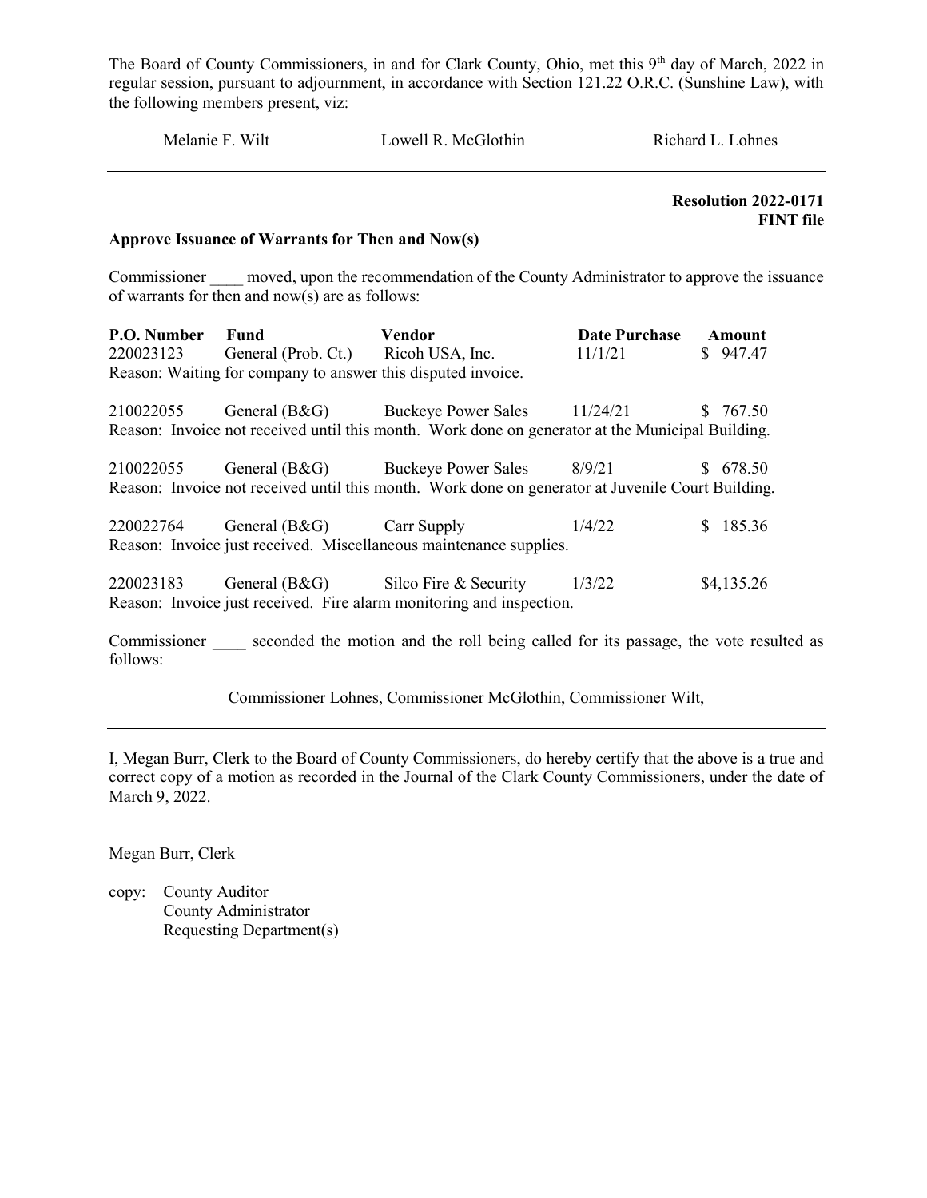The Board of County Commissioners, in and for Clark County, Ohio, met this 9th day of March, 2022 in regular session, pursuant to adjournment, in accordance with Section 121.22 O.R.C. (Sunshine Law), with the following members present, viz:

Melanie F. Wilt Lowell R. McGlothin Richard L. Lohnes

---

**Resolution 2022-0171**
**FINT file**

**Approve Issuance of Warrants for Then and Now(s)**

Commissioner ____ moved, upon the recommendation of the County Administrator to approve the issuance of warrants for then and now(s) are as follows:

| P.O. Number | Fund | Vendor | Date Purchase | Amount |
|---|---|---|---|---|
| 220023123 | General (Prob. Ct.) | Ricoh USA, Inc. | 11/1/21 | $ 947.47 |

Reason: Waiting for company to answer this disputed invoice.

| | | | | |
|---|---|---|---|---|
| 210022055 | General (B&G) | Buckeye Power Sales | 11/24/21 | $ 767.50 |

Reason: Invoice not received until this month. Work done on generator at the Municipal Building.

| | | | | |
|---|---|---|---|---|
| 210022055 | General (B&G) | Buckeye Power Sales | 8/9/21 | $ 678.50 |

Reason: Invoice not received until this month. Work done on generator at Juvenile Court Building.

| | | | | |
|---|---|---|---|---|
| 220022764 | General (B&G) | Carr Supply | 1/4/22 | $ 185.36 |

Reason: Invoice just received. Miscellaneous maintenance supplies.

| | | | | |
|---|---|---|---|---|
| 220023183 | General (B&G) | Silco Fire & Security | 1/3/22 | $4,135.26 |

Reason: Invoice just received. Fire alarm monitoring and inspection.

Commissioner ____ seconded the motion and the roll being called for its passage, the vote resulted as follows:

Commissioner Lohnes, Commissioner McGlothin, Commissioner Wilt,

---

I, Megan Burr, Clerk to the Board of County Commissioners, do hereby certify that the above is a true and correct copy of a motion as recorded in the Journal of the Clark County Commissioners, under the date of March 9, 2022.

Megan Burr, Clerk

copy: County Auditor
County Administrator
Requesting Department(s)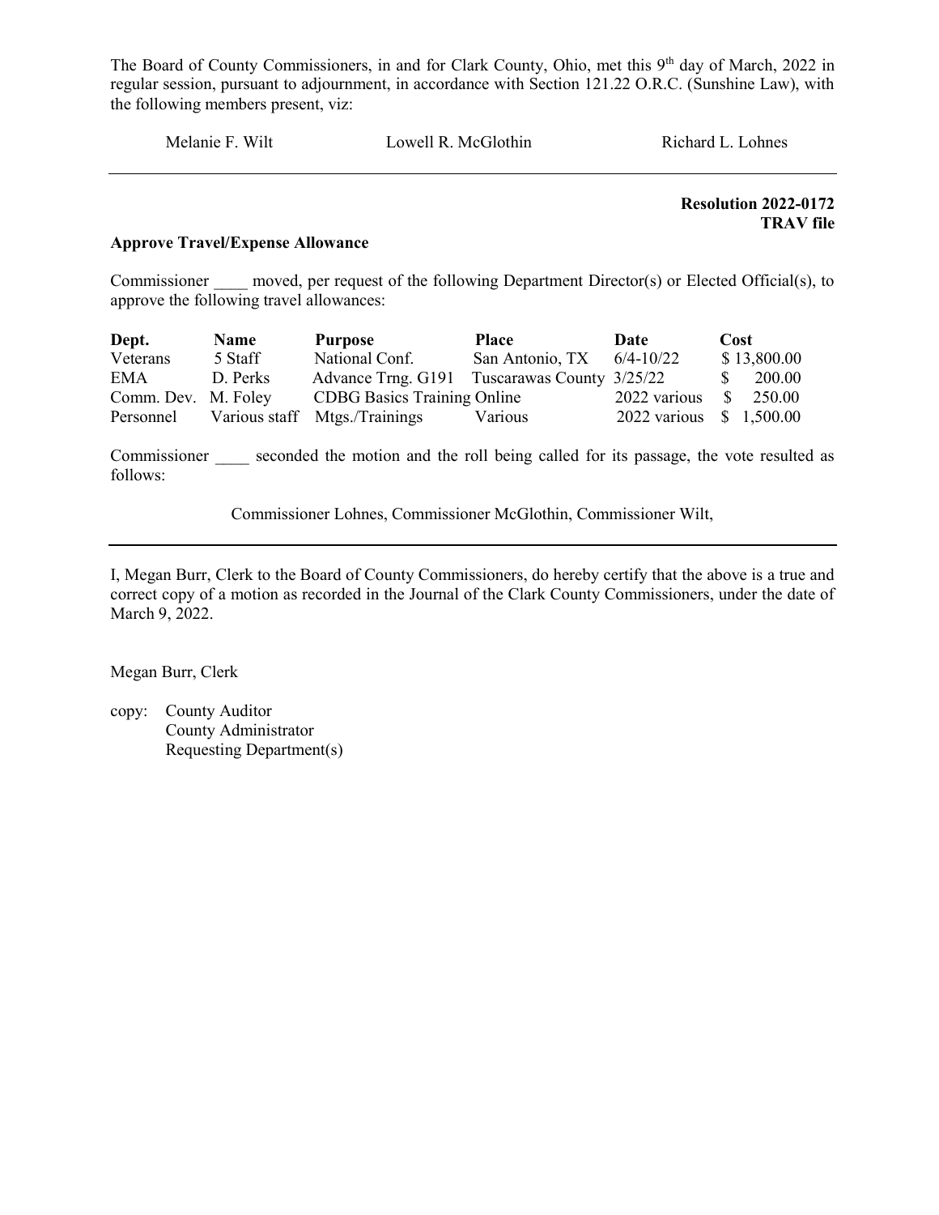The Board of County Commissioners, in and for Clark County, Ohio, met this 9th day of March, 2022 in regular session, pursuant to adjournment, in accordance with Section 121.22 O.R.C. (Sunshine Law), with the following members present, viz:

Melanie F. Wilt Lowell R. McGlothin Richard L. Lohnes

---

**Resolution 2022-0172**
**TRAV file**

**Approve Travel/Expense Allowance**

Commissioner ____ moved, per request of the following Department Director(s) or Elected Official(s), to approve the following travel allowances:

| Dept. | Name | Purpose | Place | Date | Cost |
|---|---|---|---|---|---|
| Veterans | 5 Staff | National Conf. | San Antonio, TX | 6/4-10/22 | $ 13,800.00 |
| EMA | D. Perks | Advance Trng. G191 | Tuscarawas County | 3/25/22 | $ 200.00 |
| Comm. Dev. | M. Foley | CDBG Basics Training | Online | 2022 various | $ 250.00 |
| Personnel | Various staff | Mtgs./Trainings | Various | 2022 various | $ 1,500.00 |

Commissioner ____ seconded the motion and the roll being called for its passage, the vote resulted as follows:

Commissioner Lohnes, Commissioner McGlothin, Commissioner Wilt,

---

I, Megan Burr, Clerk to the Board of County Commissioners, do hereby certify that the above is a true and correct copy of a motion as recorded in the Journal of the Clark County Commissioners, under the date of March 9, 2022.

Megan Burr, Clerk

copy: County Auditor
County Administrator
Requesting Department(s)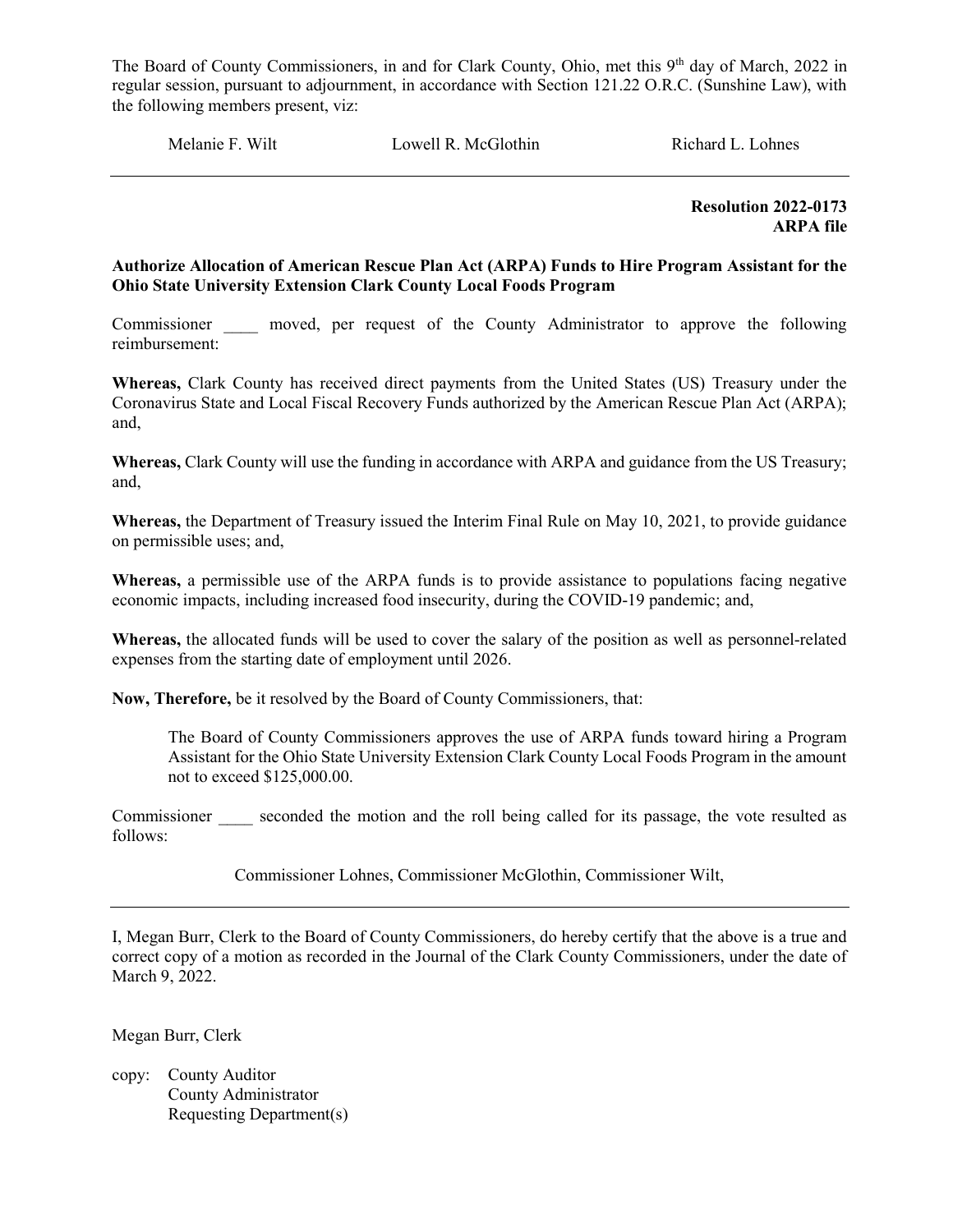The Board of County Commissioners, in and for Clark County, Ohio, met this 9th day of March, 2022 in regular session, pursuant to adjournment, in accordance with Section 121.22 O.R.C. (Sunshine Law), with the following members present, viz:

Melanie F. Wilt    Lowell R. McGlothin    Richard L. Lohnes

---

**Resolution 2022-0173**
**ARPA file**

**Authorize Allocation of American Rescue Plan Act (ARPA) Funds to Hire Program Assistant for the Ohio State University Extension Clark County Local Foods Program**

Commissioner ____ moved, per request of the County Administrator to approve the following reimbursement:

**Whereas,** Clark County has received direct payments from the United States (US) Treasury under the Coronavirus State and Local Fiscal Recovery Funds authorized by the American Rescue Plan Act (ARPA); and,

**Whereas,** Clark County will use the funding in accordance with ARPA and guidance from the US Treasury; and,

**Whereas,** the Department of Treasury issued the Interim Final Rule on May 10, 2021, to provide guidance on permissible uses; and,

**Whereas,** a permissible use of the ARPA funds is to provide assistance to populations facing negative economic impacts, including increased food insecurity, during the COVID-19 pandemic; and,

**Whereas,** the allocated funds will be used to cover the salary of the position as well as personnel-related expenses from the starting date of employment until 2026.

**Now, Therefore,** be it resolved by the Board of County Commissioners, that:

> The Board of County Commissioners approves the use of ARPA funds toward hiring a Program Assistant for the Ohio State University Extension Clark County Local Foods Program in the amount not to exceed $125,000.00.

Commissioner ____ seconded the motion and the roll being called for its passage, the vote resulted as follows:

Commissioner Lohnes, Commissioner McGlothin, Commissioner Wilt,

---

I, Megan Burr, Clerk to the Board of County Commissioners, do hereby certify that the above is a true and correct copy of a motion as recorded in the Journal of the Clark County Commissioners, under the date of March 9, 2022.

Megan Burr, Clerk

copy: County Auditor
County Administrator
Requesting Department(s)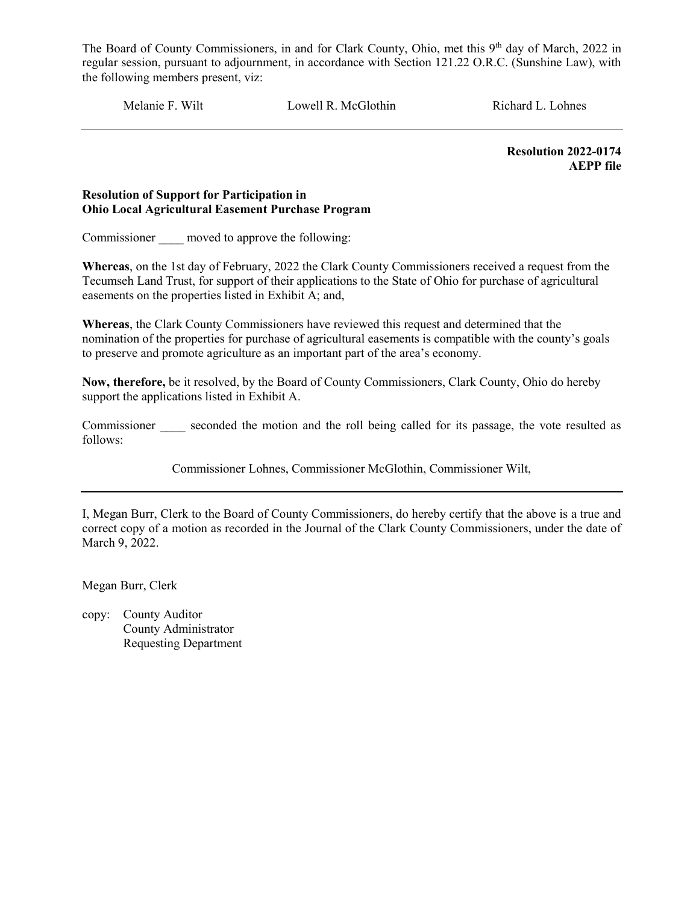The Board of County Commissioners, in and for Clark County, Ohio, met this 9th day of March, 2022 in regular session, pursuant to adjournment, in accordance with Section 121.22 O.R.C. (Sunshine Law), with the following members present, viz:

Melanie F. Wilt          Lowell R. McGlothin          Richard L. Lohnes

---

**Resolution 2022-0174**
**AEPP file**

**Resolution of Support for Participation in**
**Ohio Local Agricultural Easement Purchase Program**

Commissioner ____ moved to approve the following:

**Whereas**, on the 1st day of February, 2022 the Clark County Commissioners received a request from the Tecumseh Land Trust, for support of their applications to the State of Ohio for purchase of agricultural easements on the properties listed in Exhibit A; and,

**Whereas**, the Clark County Commissioners have reviewed this request and determined that the nomination of the properties for purchase of agricultural easements is compatible with the county's goals to preserve and promote agriculture as an important part of the area's economy.

**Now, therefore,** be it resolved, by the Board of County Commissioners, Clark County, Ohio do hereby support the applications listed in Exhibit A.

Commissioner ____ seconded the motion and the roll being called for its passage, the vote resulted as follows:

Commissioner Lohnes, Commissioner McGlothin, Commissioner Wilt,

---

I, Megan Burr, Clerk to the Board of County Commissioners, do hereby certify that the above is a true and correct copy of a motion as recorded in the Journal of the Clark County Commissioners, under the date of March 9, 2022.

Megan Burr, Clerk

copy: County Auditor
County Administrator
Requesting Department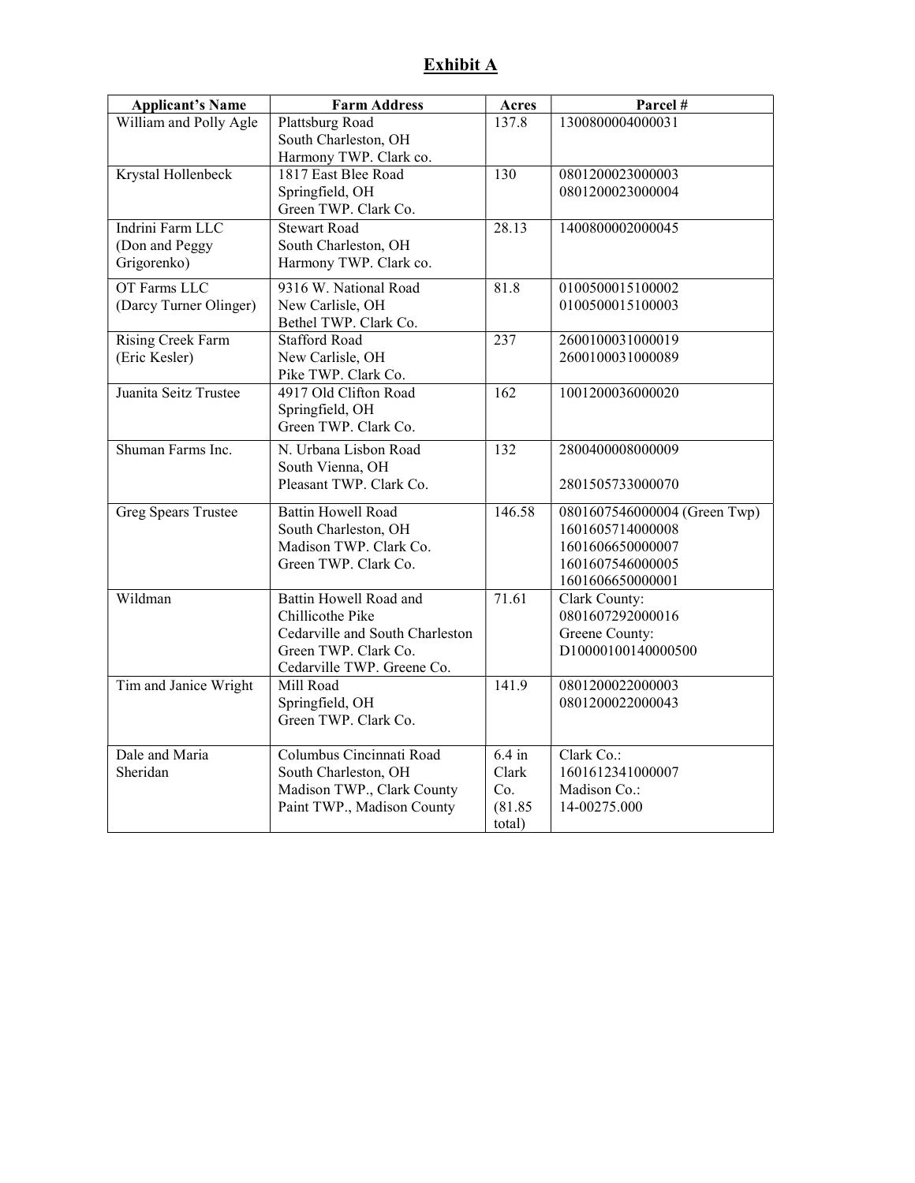# Exhibit A

| Applicant's Name | Farm Address | Acres | Parcel # |
|---|---|---|---|
| William and Polly Agle | Plattsburg Road<br>South Charleston, OH<br>Harmony TWP. Clark co. | 137.8 | 1300800004000031 |
| Krystal Hollenbeck | 1817 East Blee Road<br>Springfield, OH<br>Green TWP. Clark Co. | 130 | 0801200023000003<br>0801200023000004 |
| Indrini Farm LLC<br>(Don and Peggy Grigorenko) | Stewart Road<br>South Charleston, OH<br>Harmony TWP. Clark co. | 28.13 | 1400800002000045 |
| OT Farms LLC<br>(Darcy Turner Olinger) | 9316 W. National Road<br>New Carlisle, OH<br>Bethel TWP. Clark Co. | 81.8 | 0100500015100002<br>0100500015100003 |
| Rising Creek Farm<br>(Eric Kesler) | Stafford Road<br>New Carlisle, OH<br>Pike TWP. Clark Co. | 237 | 2600100031000019<br>2600100031000089 |
| Juanita Seitz Trustee | 4917 Old Clifton Road<br>Springfield, OH<br>Green TWP. Clark Co. | 162 | 1001200036000020 |
| Shuman Farms Inc. | N. Urbana Lisbon Road<br>South Vienna, OH<br>Pleasant TWP. Clark Co. | 132 | 2800400008000009<br><br>2801505733000070 |
| Greg Spears Trustee | Battin Howell Road<br>South Charleston, OH<br>Madison TWP. Clark Co.<br>Green TWP. Clark Co. | 146.58 | 0801607546000004 (Green Twp)<br>1601605714000008<br>1601606650000007<br>1601607546000005<br>1601606650000001 |
| Wildman | Battin Howell Road and Chillicothe Pike<br>Cedarville and South Charleston<br>Green TWP. Clark Co.<br>Cedarville TWP. Greene Co. | 71.61 | Clark County:<br>0801607292000016<br>Greene County:<br>D10000100140000500 |
| Tim and Janice Wright | Mill Road<br>Springfield, OH<br>Green TWP. Clark Co. | 141.9 | 0801200022000003<br>0801200022000043 |
| Dale and Maria Sheridan | Columbus Cincinnati Road<br>South Charleston, OH<br>Madison TWP., Clark County<br>Paint TWP., Madison County | 6.4 in Clark Co. (81.85 total) | Clark Co.:<br>1601612341000007<br>Madison Co.:<br>14-00275.000 |